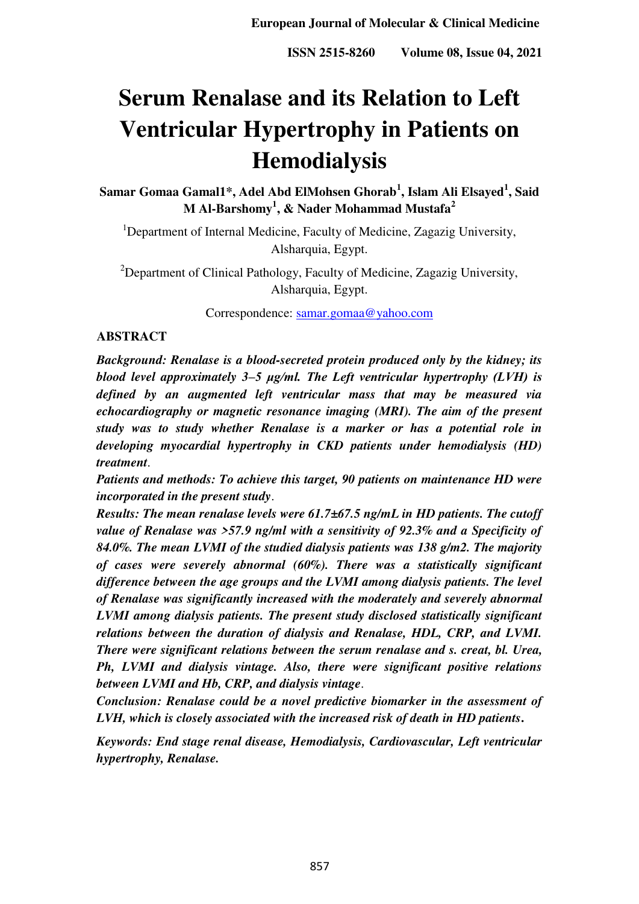# Serum Renalase and its Relation to Left Ventricular Hypertrophy in Patients on Hemodialysis

**Samar Gomaa Gamal1*, Adel Abd ElMohsen Ghorab[1], Islam Ali Elsayed[1], Said M Al-Barshomy[1], & Nader Mohammad Mustafa[2]**

[1]Department of Internal Medicine, Faculty of Medicine, Zagazig University, Alsharquia, Egypt.

[2]Department of Clinical Pathology, Faculty of Medicine, Zagazig University, Alsharquia, Egypt.

Correspondence: samar.gomaa@yahoo.com

## ABSTRACT

***Background: Renalase is a blood-secreted protein produced only by the kidney; its blood level approximately 3–5 μg/ml. The Left ventricular hypertrophy (LVH) is defined by an augmented left ventricular mass that may be measured via echocardiography or magnetic resonance imaging (MRI). The aim of the present study was to study whether Renalase is a marker or has a potential role in developing myocardial hypertrophy in CKD patients under hemodialysis (HD) treatment*.**

***Patients and methods: To achieve this target, 90 patients on maintenance HD were incorporated in the present study*.**

***Results: The mean renalase levels were 61.7±67.5 ng/mL in HD patients. The cutoff value of Renalase was >57.9 ng/ml with a sensitivity of 92.3% and a Specificity of 84.0%. The mean LVMI of the studied dialysis patients was 138 g/m2. The majority of cases were severely abnormal (60%). There was a statistically significant difference between the age groups and the LVMI among dialysis patients. The level of Renalase was significantly increased with the moderately and severely abnormal LVMI among dialysis patients. The present study disclosed statistically significant relations between the duration of dialysis and Renalase, HDL, CRP, and LVMI. There were significant relations between the serum renalase and s. creat, bl. Urea, Ph, LVMI and dialysis vintage. Also, there were significant positive relations between LVMI and Hb, CRP, and dialysis vintage*.**

***Conclusion: Renalase could be a novel predictive biomarker in the assessment of LVH, which is closely associated with the increased risk of death in HD patients*.**

***Keywords: End stage renal disease, Hemodialysis, Cardiovascular, Left ventricular hypertrophy, Renalase.***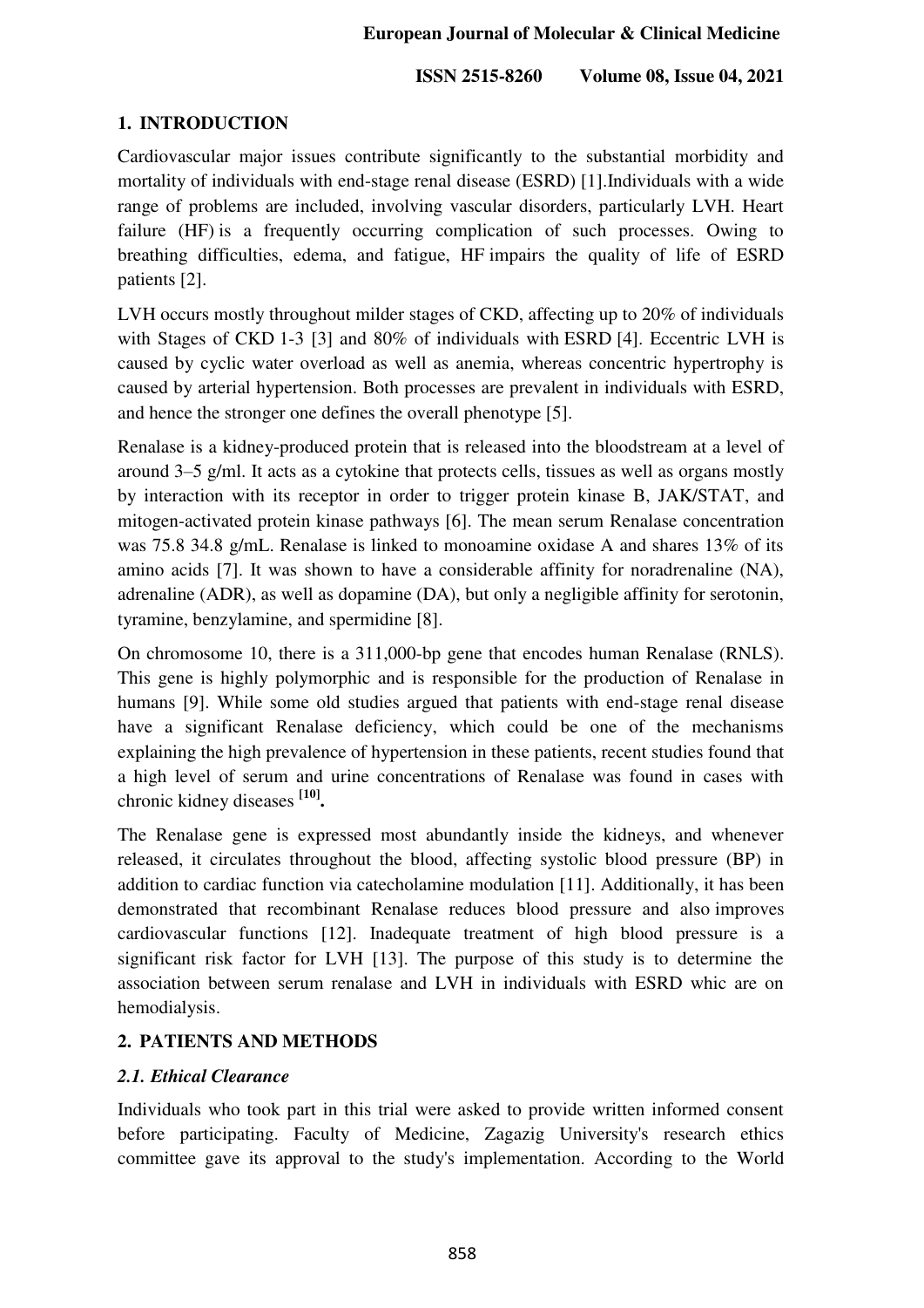## 1. INTRODUCTION

Cardiovascular major issues contribute significantly to the substantial morbidity and mortality of individuals with end-stage renal disease (ESRD) [1].Individuals with a wide range of problems are included, involving vascular disorders, particularly LVH. Heart failure (HF) is a frequently occurring complication of such processes. Owing to breathing difficulties, edema, and fatigue, HF impairs the quality of life of ESRD patients [2].

LVH occurs mostly throughout milder stages of CKD, affecting up to 20% of individuals with Stages of CKD 1-3 [3] and 80% of individuals with ESRD [4]. Eccentric LVH is caused by cyclic water overload as well as anemia, whereas concentric hypertrophy is caused by arterial hypertension. Both processes are prevalent in individuals with ESRD, and hence the stronger one defines the overall phenotype [5].

Renalase is a kidney-produced protein that is released into the bloodstream at a level of around 3–5 g/ml. It acts as a cytokine that protects cells, tissues as well as organs mostly by interaction with its receptor in order to trigger protein kinase B, JAK/STAT, and mitogen-activated protein kinase pathways [6]. The mean serum Renalase concentration was 75.8 34.8 g/mL. Renalase is linked to monoamine oxidase A and shares 13% of its amino acids [7]. It was shown to have a considerable affinity for noradrenaline (NA), adrenaline (ADR), as well as dopamine (DA), but only a negligible affinity for serotonin, tyramine, benzylamine, and spermidine [8].

On chromosome 10, there is a 311,000-bp gene that encodes human Renalase (RNLS). This gene is highly polymorphic and is responsible for the production of Renalase in humans [9]. While some old studies argued that patients with end-stage renal disease have a significant Renalase deficiency, which could be one of the mechanisms explaining the high prevalence of hypertension in these patients, recent studies found that a high level of serum and urine concentrations of Renalase was found in cases with chronic kidney diseases [10].

The Renalase gene is expressed most abundantly inside the kidneys, and whenever released, it circulates throughout the blood, affecting systolic blood pressure (BP) in addition to cardiac function via catecholamine modulation [11]. Additionally, it has been demonstrated that recombinant Renalase reduces blood pressure and also improves cardiovascular functions [12]. Inadequate treatment of high blood pressure is a significant risk factor for LVH [13]. The purpose of this study is to determine the association between serum renalase and LVH in individuals with ESRD whic are on hemodialysis.

## 2. PATIENTS AND METHODS

### *2.1. Ethical Clearance*

Individuals who took part in this trial were asked to provide written informed consent before participating. Faculty of Medicine, Zagazig University's research ethics committee gave its approval to the study's implementation. According to the World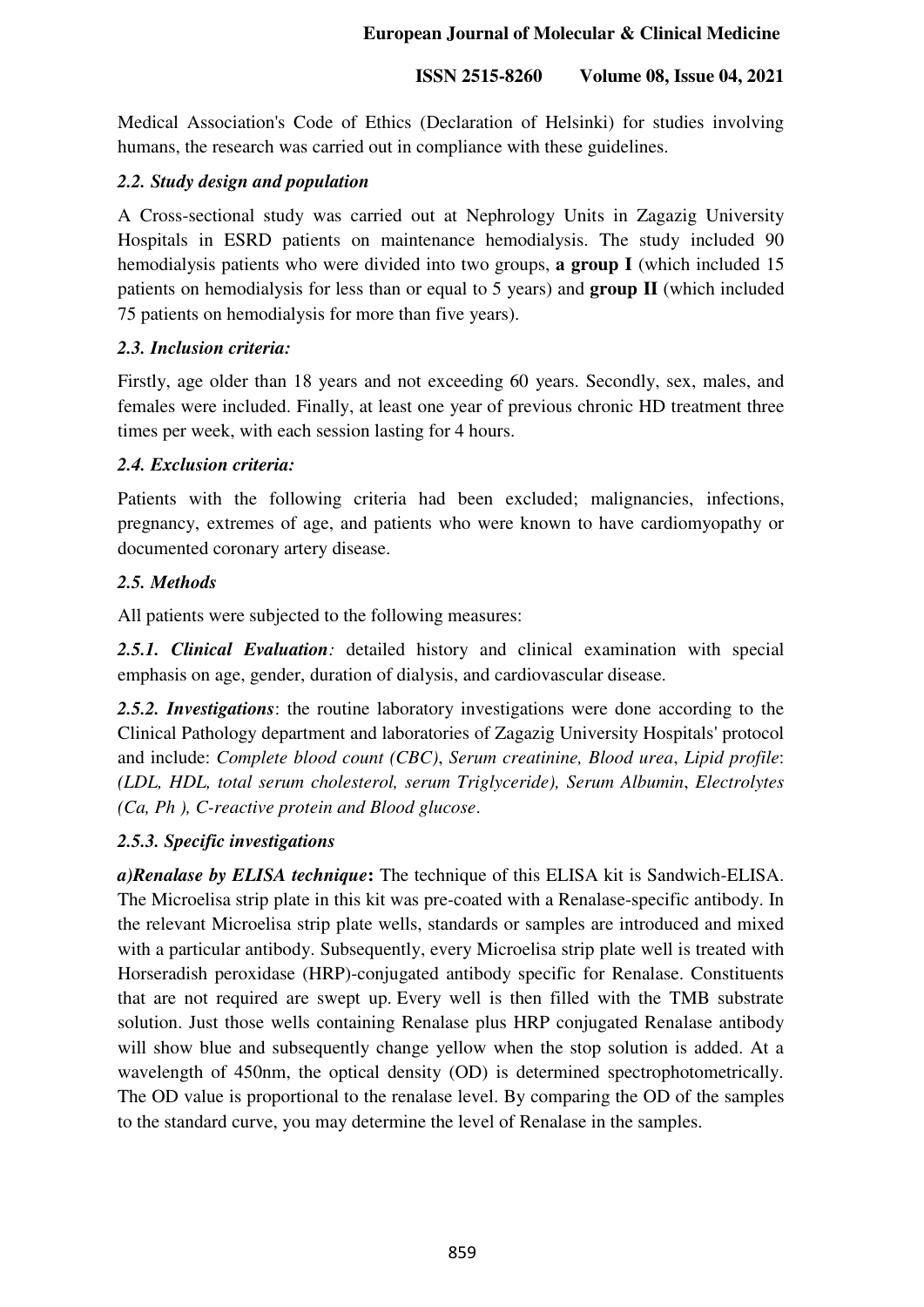Medical Association's Code of Ethics (Declaration of Helsinki) for studies involving humans, the research was carried out in compliance with these guidelines.

### *2.2. Study design and population*

A Cross-sectional study was carried out at Nephrology Units in Zagazig University Hospitals in ESRD patients on maintenance hemodialysis. The study included 90 hemodialysis patients who were divided into two groups, **a group I** (which included 15 patients on hemodialysis for less than or equal to 5 years) and **group II** (which included 75 patients on hemodialysis for more than five years).

### *2.3. Inclusion criteria:*

Firstly, age older than 18 years and not exceeding 60 years. Secondly, sex, males, and females were included. Finally, at least one year of previous chronic HD treatment three times per week, with each session lasting for 4 hours.

### *2.4. Exclusion criteria:*

Patients with the following criteria had been excluded; malignancies, infections, pregnancy, extremes of age, and patients who were known to have cardiomyopathy or documented coronary artery disease.

### *2.5. Methods*

All patients were subjected to the following measures:

***2.5.1. Clinical Evaluation****:* detailed history and clinical examination with special emphasis on age, gender, duration of dialysis, and cardiovascular disease.

***2.5.2. Investigations***: the routine laboratory investigations were done according to the Clinical Pathology department and laboratories of Zagazig University Hospitals' protocol and include: *Complete blood count (CBC)*, *Serum creatinine, Blood urea*, *Lipid profile*: *(LDL, HDL, total serum cholesterol, serum Triglyceride), Serum Albumin*, *Electrolytes (Ca, Ph ), C-reactive protein and Blood glucose*.

#### *2.5.3. Specific investigations*

***a)Renalase by ELISA technique*****:** The technique of this ELISA kit is Sandwich-ELISA. The Microelisa strip plate in this kit was pre-coated with a Renalase-specific antibody. In the relevant Microelisa strip plate wells, standards or samples are introduced and mixed with a particular antibody. Subsequently, every Microelisa strip plate well is treated with Horseradish peroxidase (HRP)-conjugated antibody specific for Renalase. Constituents that are not required are swept up. Every well is then filled with the TMB substrate solution. Just those wells containing Renalase plus HRP conjugated Renalase antibody will show blue and subsequently change yellow when the stop solution is added. At a wavelength of 450nm, the optical density (OD) is determined spectrophotometrically. The OD value is proportional to the renalase level. By comparing the OD of the samples to the standard curve, you may determine the level of Renalase in the samples.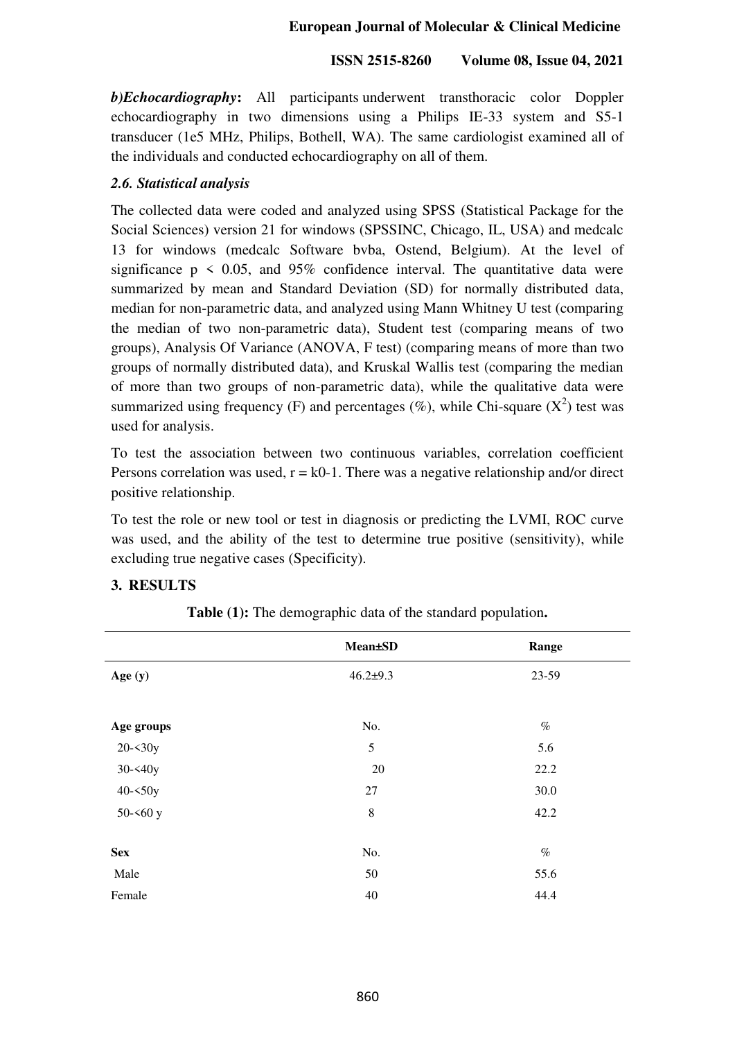***b)Echocardiography*:** All participants underwent transthoracic color Doppler echocardiography in two dimensions using a Philips IE-33 system and S5-1 transducer (1e5 MHz, Philips, Bothell, WA). The same cardiologist examined all of the individuals and conducted echocardiography on all of them.

### *2.6. Statistical analysis*

The collected data were coded and analyzed using SPSS (Statistical Package for the Social Sciences) version 21 for windows (SPSSINC, Chicago, IL, USA) and medcalc 13 for windows (medcalc Software bvba, Ostend, Belgium). At the level of significance $p < 0.05$, and 95% confidence interval. The quantitative data were summarized by mean and Standard Deviation (SD) for normally distributed data, median for non-parametric data, and analyzed using Mann Whitney U test (comparing the median of two non-parametric data), Student test (comparing means of two groups), Analysis Of Variance (ANOVA, F test) (comparing means of more than two groups of normally distributed data), and Kruskal Wallis test (comparing the median of more than two groups of non-parametric data), while the qualitative data were summarized using frequency (F) and percentages (%), while Chi-square ($X^2$) test was used for analysis.

To test the association between two continuous variables, correlation coefficient Persons correlation was used, r = k0-1. There was a negative relationship and/or direct positive relationship.

To test the role or new tool or test in diagnosis or predicting the LVMI, ROC curve was used, and the ability of the test to determine true positive (sensitivity), while excluding true negative cases (Specificity).

## 3. RESULTS

**Table (1):** The demographic data of the standard population**.**

| | Mean±SD | Range |
|---|---|---|
| **Age (y)** | 46.2±9.3 | 23-59 |
| **Age groups** | No. | % |
| 20-<30y | 5 | 5.6 |
| 30-<40y | 20 | 22.2 |
| 40-<50y | 27 | 30.0 |
| 50-<60 y | 8 | 42.2 |
| **Sex** | No. | % |
| Male | 50 | 55.6 |
| Female | 40 | 44.4 |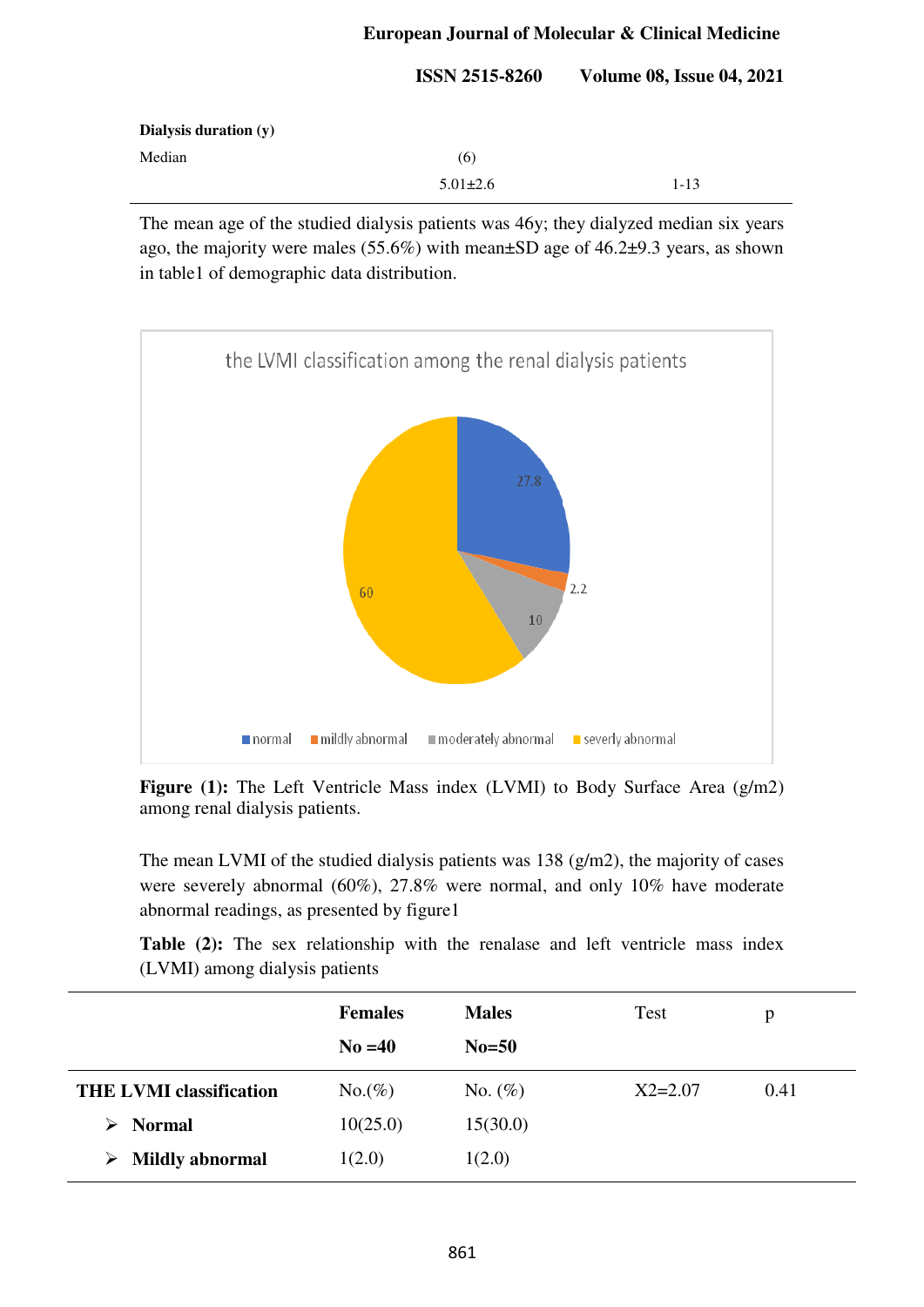| | | |
|---|---|---|
| **Dialysis duration (y)** | | |
| Median | (6) | |
| | 5.01±2.6 | 1-13 |

The mean age of the studied dialysis patients was 46y; they dialyzed median six years ago, the majority were males (55.6%) with mean±SD age of 46.2±9.3 years, as shown in table1 of demographic data distribution.

**Figure (1):** The Left Ventricle Mass index (LVMI) to Body Surface Area (g/m2) among renal dialysis patients.

The mean LVMI of the studied dialysis patients was 138 (g/m2), the majority of cases were severely abnormal (60%), 27.8% were normal, and only 10% have moderate abnormal readings, as presented by figure1

**Table (2):** The sex relationship with the renalase and left ventricle mass index (LVMI) among dialysis patients

| | **Females** No =40 | **Males** No=50 | Test | p |
|---|---|---|---|---|
| **THE LVMI classification** | No.(%) | No. (%) | X2=2.07 | 0.41 |
| ➢ **Normal** | 10(25.0) | 15(30.0) | | |
| ➢ **Mildly abnormal** | 1(2.0) | 1(2.0) | | |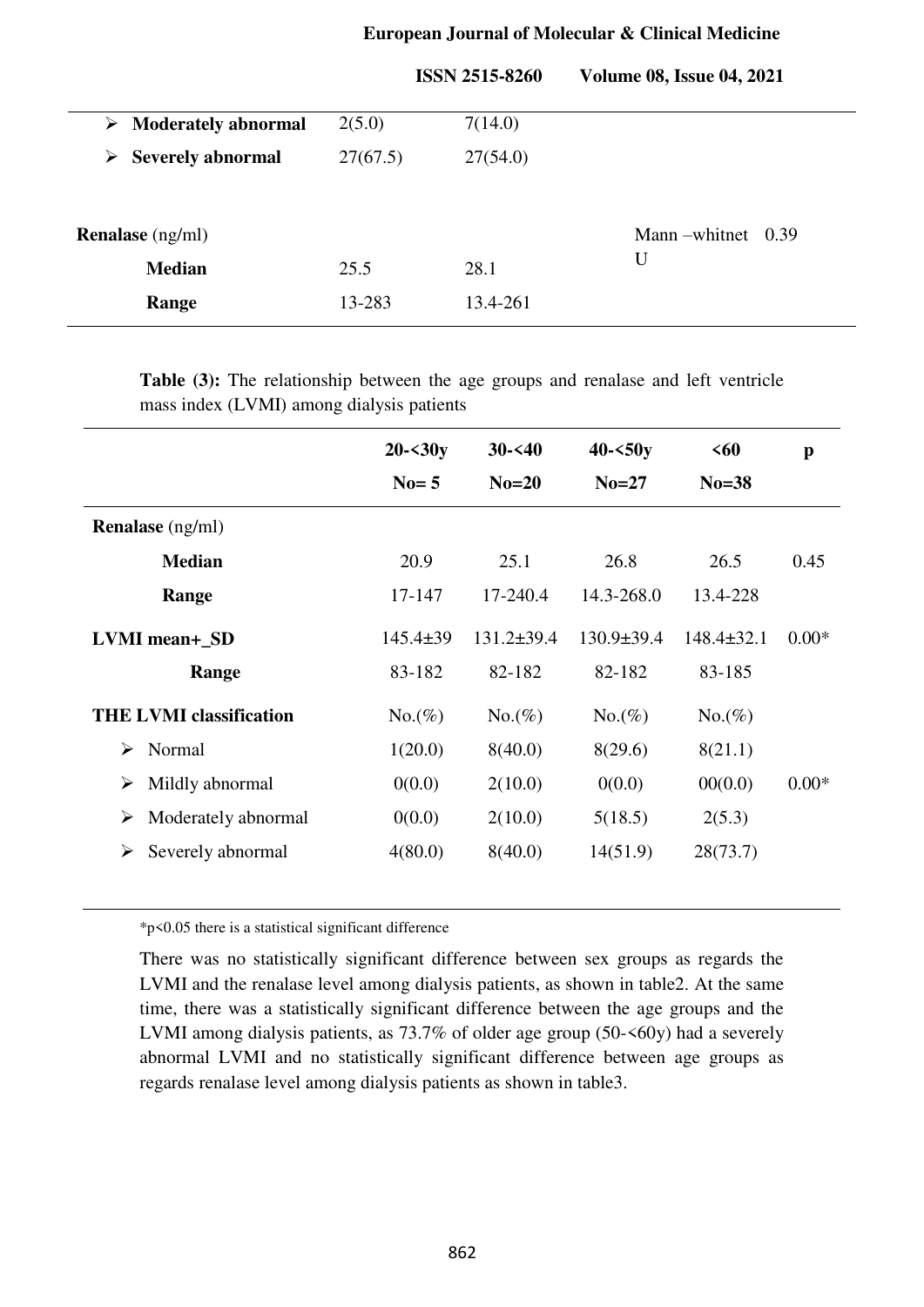| | | | |
|---|---|---|---|
| ➢ **Moderately abnormal** | 2(5.0) | 7(14.0) | |
| ➢ **Severely abnormal** | 27(67.5) | 27(54.0) | |
| **Renalase** (ng/ml) | | | Mann –whitnet U 0.39 |
| **Median** | 25.5 | 28.1 | |
| **Range** | 13-283 | 13.4-261 | |

**Table (3):** The relationship between the age groups and renalase and left ventricle mass index (LVMI) among dialysis patients

| | 20-<30y No= 5 | 30-<40 No=20 | 40-<50y No=27 | <60 No=38 | p |
|---|---|---|---|---|---|
| **Renalase** (ng/ml) | | | | | |
| **Median** | 20.9 | 25.1 | 26.8 | 26.5 | 0.45 |
| **Range** | 17-147 | 17-240.4 | 14.3-268.0 | 13.4-228 | |
| **LVMI mean+_SD** | 145.4±39 | 131.2±39.4 | 130.9±39.4 | 148.4±32.1 | 0.00* |
| **Range** | 83-182 | 82-182 | 82-182 | 83-185 | |
| **THE LVMI classification** | No.(%) | No.(%) | No.(%) | No.(%) | |
| ➢ Normal | 1(20.0) | 8(40.0) | 8(29.6) | 8(21.1) | |
| ➢ Mildly abnormal | 0(0.0) | 2(10.0) | 0(0.0) | 00(0.0) | 0.00* |
| ➢ Moderately abnormal | 0(0.0) | 2(10.0) | 5(18.5) | 2(5.3) | |
| ➢ Severely abnormal | 4(80.0) | 8(40.0) | 14(51.9) | 28(73.7) | |

*p<0.05 there is a statistical significant difference

There was no statistically significant difference between sex groups as regards the LVMI and the renalase level among dialysis patients, as shown in table2. At the same time, there was a statistically significant difference between the age groups and the LVMI among dialysis patients, as 73.7% of older age group (50-<60y) had a severely abnormal LVMI and no statistically significant difference between age groups as regards renalase level among dialysis patients as shown in table3.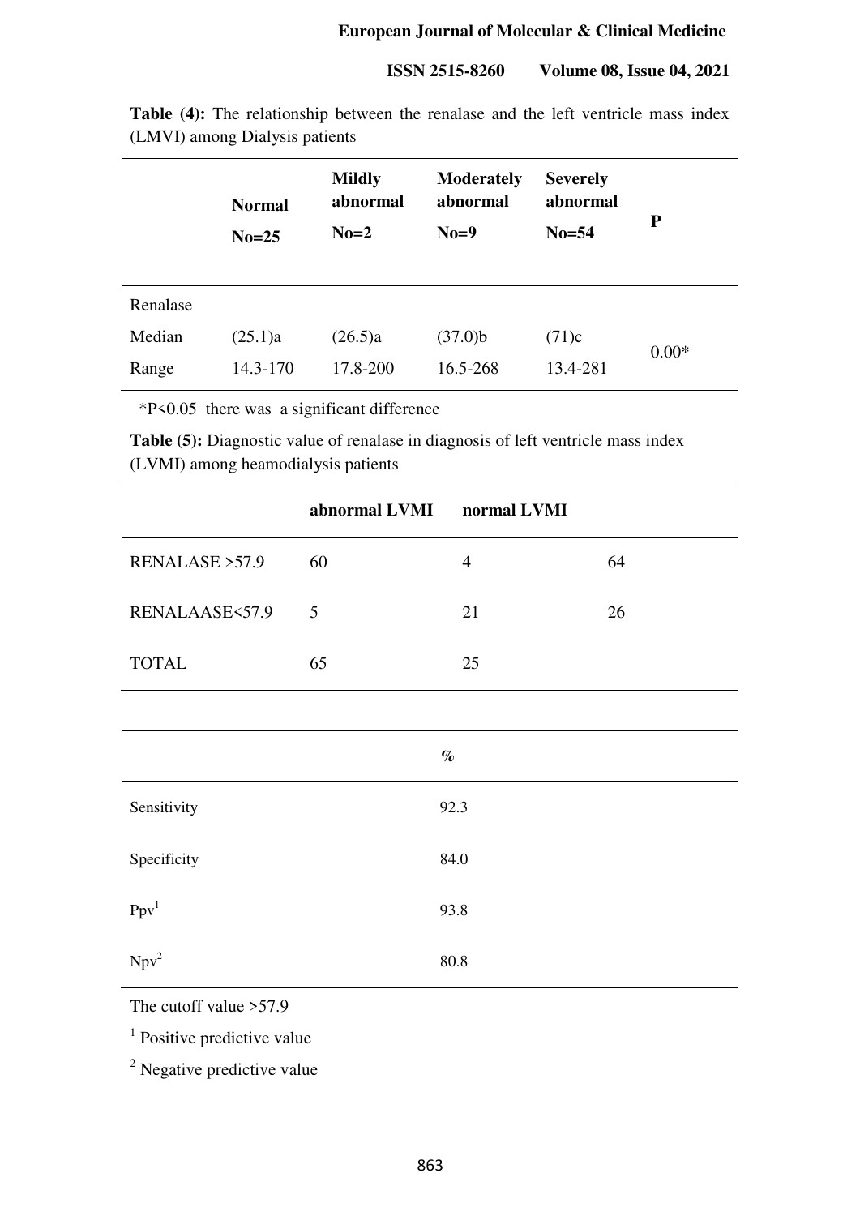**Table (4):** The relationship between the renalase and the left ventricle mass index (LMVI) among Dialysis patients

| | Normal No=25 | Mildly abnormal No=2 | Moderately abnormal No=9 | Severely abnormal No=54 | P |
|---|---|---|---|---|---|
| Renalase | | | | | |
| Median | (25.1)a | (26.5)a | (37.0)b | (71)c | 0.00* |
| Range | 14.3-170 | 17.8-200 | 16.5-268 | 13.4-281 | |

*P<0.05 there was a significant difference

**Table (5):** Diagnostic value of renalase in diagnosis of left ventricle mass index (LVMI) among heamodialysis patients

| | abnormal LVMI | normal LVMI | |
|---|---|---|---|
| RENALASE >57.9 | 60 | 4 | 64 |
| RENALAASE<57.9 | 5 | 21 | 26 |
| TOTAL | 65 | 25 | |

| | % |
|---|---|
| Sensitivity | 92.3 |
| Specificity | 84.0 |
| Ppv[1] | 93.8 |
| Npv[2] | 80.8 |

The cutoff value >57.9

[1] Positive predictive value

[2] Negative predictive value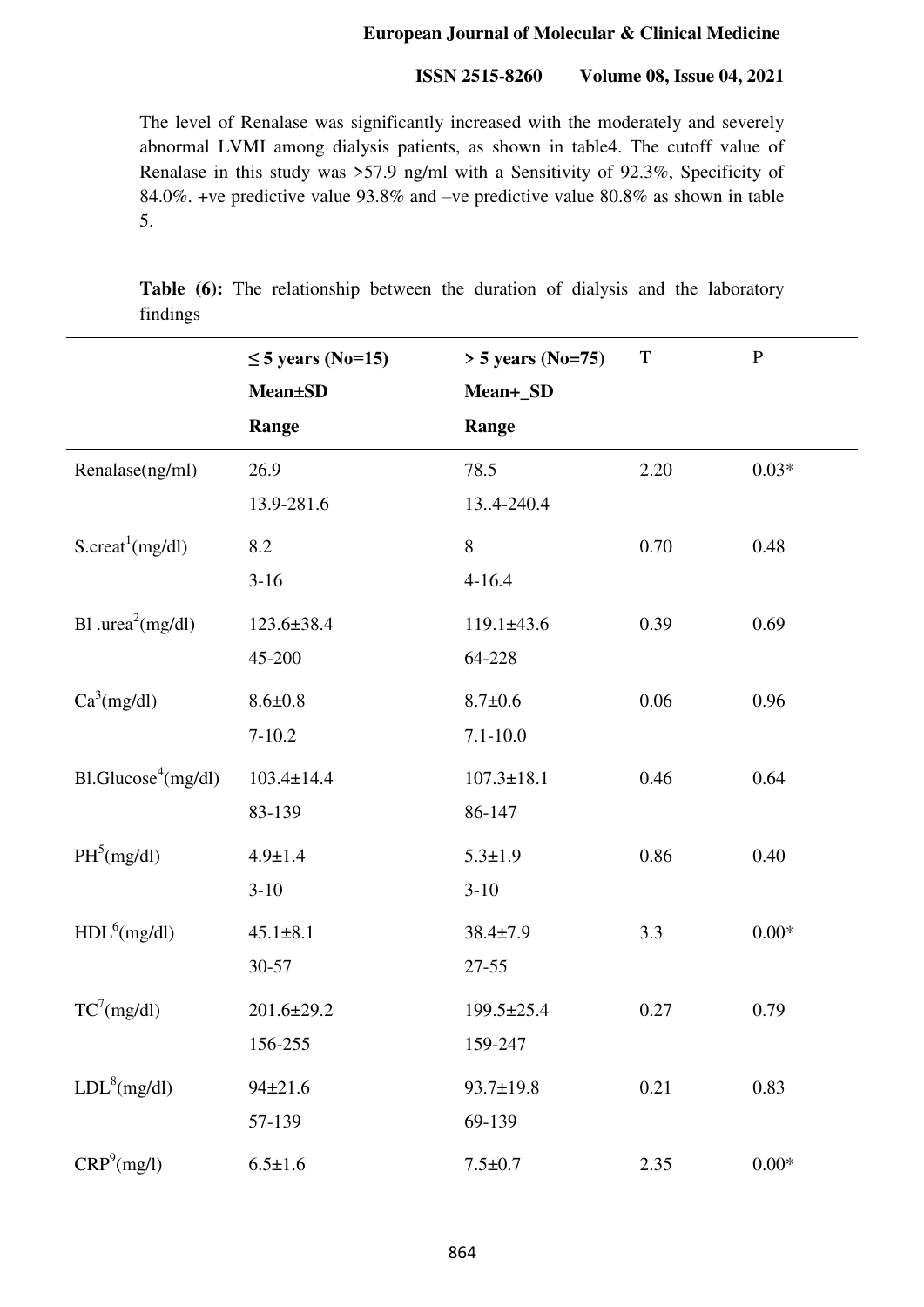The level of Renalase was significantly increased with the moderately and severely abnormal LVMI among dialysis patients, as shown in table4. The cutoff value of Renalase in this study was >57.9 ng/ml with a Sensitivity of 92.3%, Specificity of 84.0%. +ve predictive value 93.8% and –ve predictive value 80.8% as shown in table 5.

**Table (6):** The relationship between the duration of dialysis and the laboratory findings

| | **≤ 5 years (No=15)** **Mean±SD** **Range** | **> 5 years (No=75)** **Mean+_SD** **Range** | T | P |
|---|---|---|---|---|
| Renalase(ng/ml) | 26.9<br>13.9-281.6 | 78.5<br>13..4-240.4 | 2.20 | 0.03* |
| S.creat[1](mg/dl) | 8.2<br>3-16 | 8<br>4-16.4 | 0.70 | 0.48 |
| Bl .urea[2](mg/dl) | 123.6±38.4<br>45-200 | 119.1±43.6<br>64-228 | 0.39 | 0.69 |
| Ca[3](mg/dl) | 8.6±0.8<br>7-10.2 | 8.7±0.6<br>7.1-10.0 | 0.06 | 0.96 |
| Bl.Glucose[4](mg/dl) | 103.4±14.4<br>83-139 | 107.3±18.1<br>86-147 | 0.46 | 0.64 |
| PH[5](mg/dl) | 4.9±1.4<br>3-10 | 5.3±1.9<br>3-10 | 0.86 | 0.40 |
| HDL[6](mg/dl) | 45.1±8.1<br>30-57 | 38.4±7.9<br>27-55 | 3.3 | 0.00* |
| TC[7](mg/dl) | 201.6±29.2<br>156-255 | 199.5±25.4<br>159-247 | 0.27 | 0.79 |
| LDL[8](mg/dl) | 94±21.6<br>57-139 | 93.7±19.8<br>69-139 | 0.21 | 0.83 |
| CRP[9](mg/l) | 6.5±1.6 | 7.5±0.7 | 2.35 | 0.00* |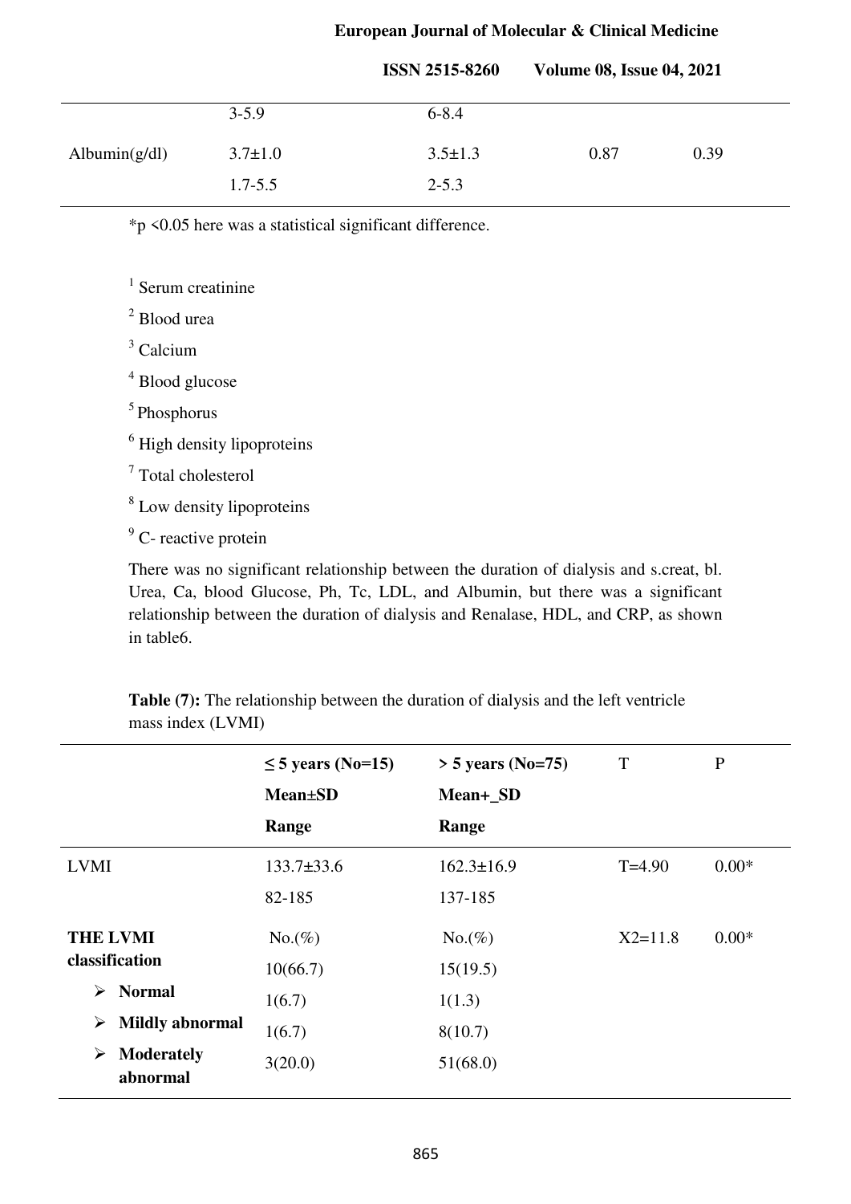| | | | | |
|---|---|---|---|---|
| | 3-5.9 | 6-8.4 | | |
| Albumin(g/dl) | 3.7±1.0 | 3.5±1.3 | 0.87 | 0.39 |
| | 1.7-5.5 | 2-5.3 | | |

*p <0.05 here was a statistical significant difference.

[1] Serum creatinine

[2] Blood urea

[3] Calcium

[4] Blood glucose

[5] Phosphorus

[6] High density lipoproteins

[7] Total cholesterol

[8] Low density lipoproteins

[9] C- reactive protein

There was no significant relationship between the duration of dialysis and s.creat, bl. Urea, Ca, blood Glucose, Ph, Tc, LDL, and Albumin, but there was a significant relationship between the duration of dialysis and Renalase, HDL, and CRP, as shown in table6.

**Table (7):** The relationship between the duration of dialysis and the left ventricle mass index (LVMI)

| | **≤ 5 years (No=15)** **Mean±SD** **Range** | **> 5 years (No=75)** **Mean+_SD** **Range** | T | P |
|---|---|---|---|---|
| LVMI | 133.7±33.6 | 162.3±16.9 | T=4.90 | 0.00* |
| | 82-185 | 137-185 | | |
| **THE LVMI classification** | No.(%) | No.(%) | X2=11.8 | 0.00* |
| | 10(66.7) | 15(19.5) | | |
| ➢ **Normal** | 1(6.7) | 1(1.3) | | |
| ➢ **Mildly abnormal** | 1(6.7) | 8(10.7) | | |
| ➢ **Moderately abnormal** | 3(20.0) | 51(68.0) | | |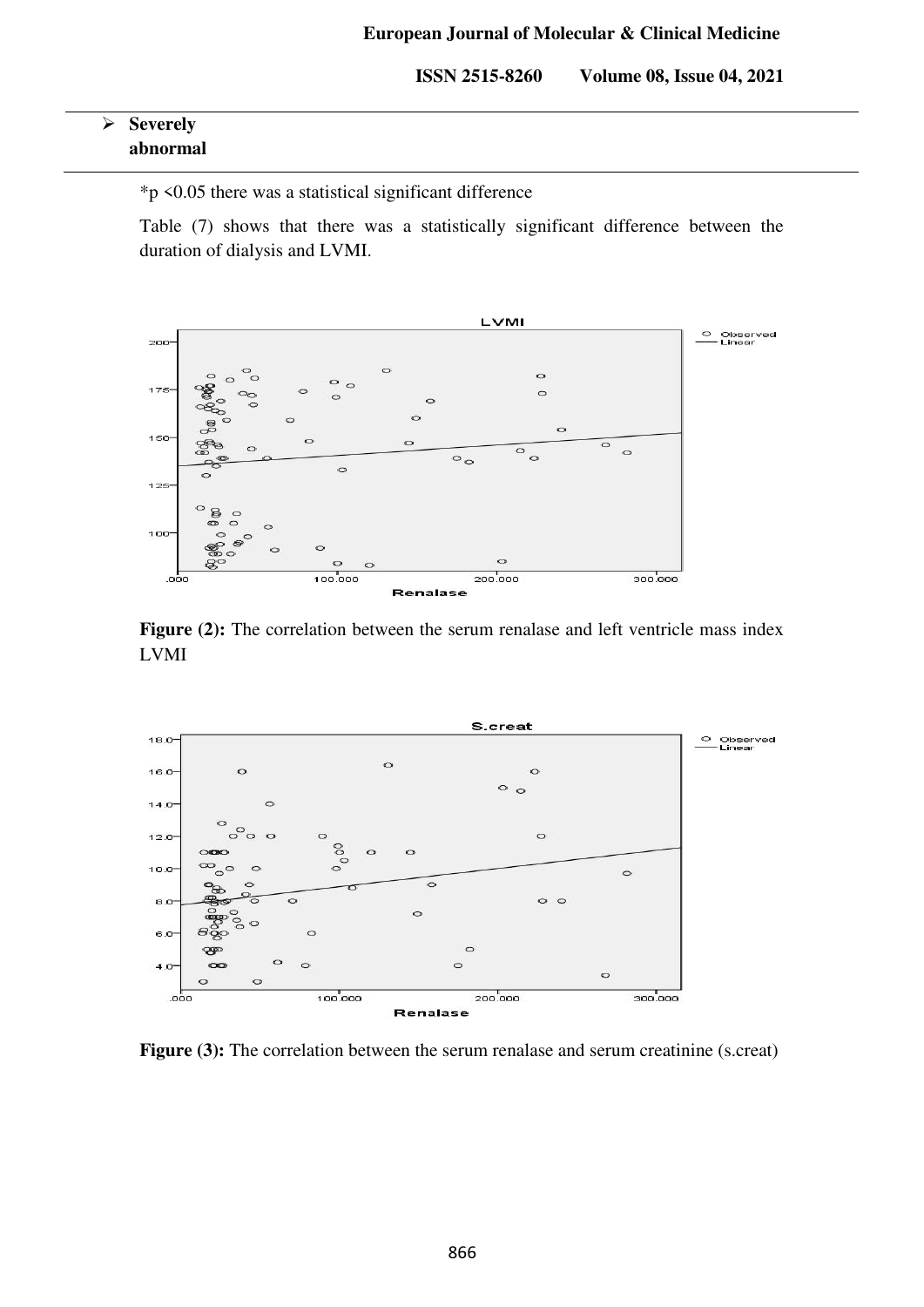| | |
|---|---|
| ➢ **Severely abnormal** | |

*p <0.05 there was a statistical significant difference

Table (7) shows that there was a statistically significant difference between the duration of dialysis and LVMI.

**Figure (2):** The correlation between the serum renalase and left ventricle mass index LVMI

**Figure (3):** The correlation between the serum renalase and serum creatinine (s.creat)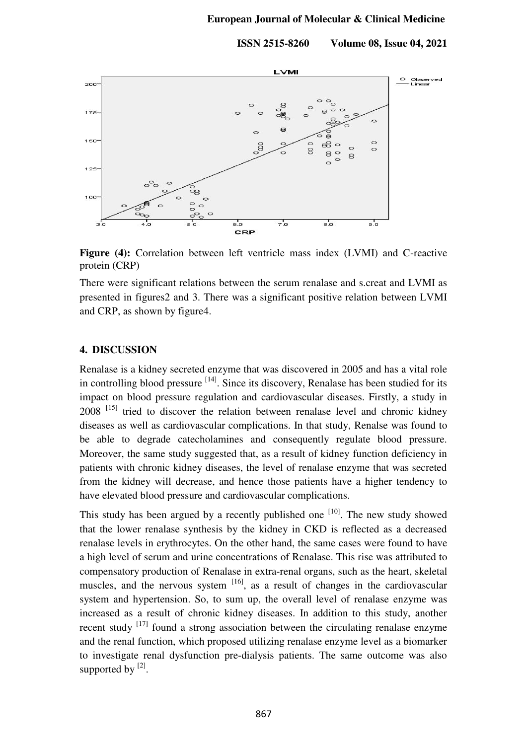**Figure (4):** Correlation between left ventricle mass index (LVMI) and C-reactive protein (CRP)

There were significant relations between the serum renalase and s.creat and LVMI as presented in figures2 and 3. There was a significant positive relation between LVMI and CRP, as shown by figure4.

## 4. DISCUSSION

Renalase is a kidney secreted enzyme that was discovered in 2005 and has a vital role in controlling blood pressure [14]. Since its discovery, Renalase has been studied for its impact on blood pressure regulation and cardiovascular diseases. Firstly, a study in 2008 [15] tried to discover the relation between renalase level and chronic kidney diseases as well as cardiovascular complications. In that study, Renalse was found to be able to degrade catecholamines and consequently regulate blood pressure. Moreover, the same study suggested that, as a result of kidney function deficiency in patients with chronic kidney diseases, the level of renalase enzyme that was secreted from the kidney will decrease, and hence those patients have a higher tendency to have elevated blood pressure and cardiovascular complications.

This study has been argued by a recently published one [10]. The new study showed that the lower renalase synthesis by the kidney in CKD is reflected as a decreased renalase levels in erythrocytes. On the other hand, the same cases were found to have a high level of serum and urine concentrations of Renalase. This rise was attributed to compensatory production of Renalase in extra-renal organs, such as the heart, skeletal muscles, and the nervous system [16], as a result of changes in the cardiovascular system and hypertension. So, to sum up, the overall level of renalase enzyme was increased as a result of chronic kidney diseases. In addition to this study, another recent study [17] found a strong association between the circulating renalase enzyme and the renal function, which proposed utilizing renalase enzyme level as a biomarker to investigate renal dysfunction pre-dialysis patients. The same outcome was also supported by [2].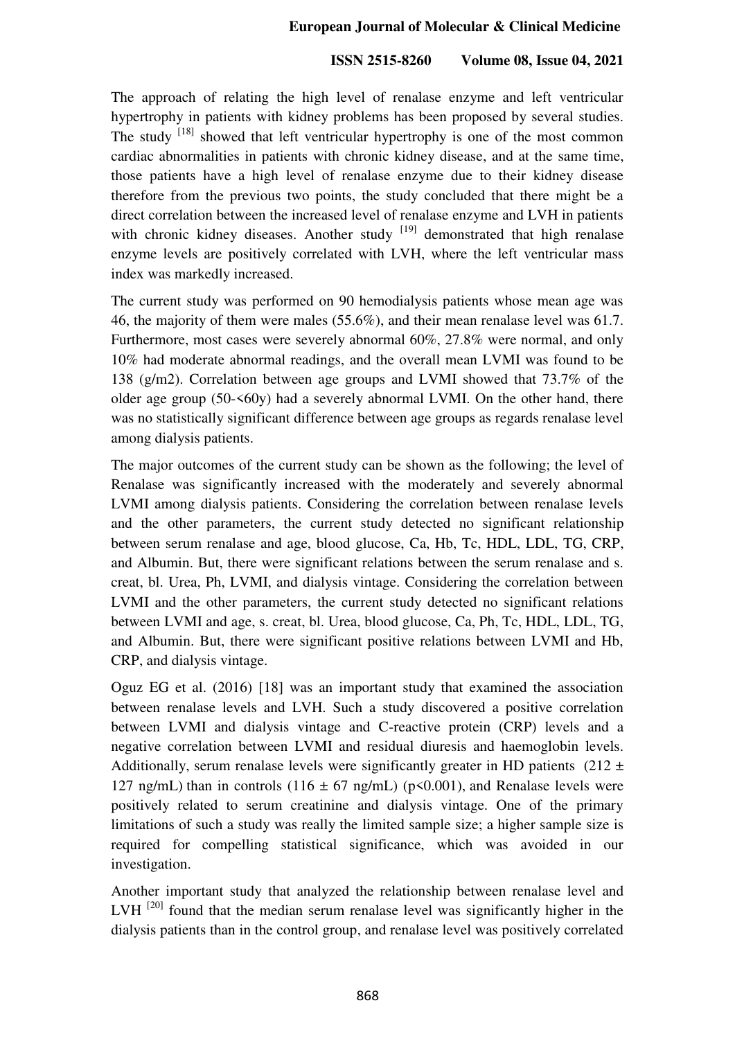The approach of relating the high level of renalase enzyme and left ventricular hypertrophy in patients with kidney problems has been proposed by several studies. The study [18] showed that left ventricular hypertrophy is one of the most common cardiac abnormalities in patients with chronic kidney disease, and at the same time, those patients have a high level of renalase enzyme due to their kidney disease therefore from the previous two points, the study concluded that there might be a direct correlation between the increased level of renalase enzyme and LVH in patients with chronic kidney diseases. Another study [19] demonstrated that high renalase enzyme levels are positively correlated with LVH, where the left ventricular mass index was markedly increased.

The current study was performed on 90 hemodialysis patients whose mean age was 46, the majority of them were males (55.6%), and their mean renalase level was 61.7. Furthermore, most cases were severely abnormal 60%, 27.8% were normal, and only 10% had moderate abnormal readings, and the overall mean LVMI was found to be 138 (g/m2). Correlation between age groups and LVMI showed that 73.7% of the older age group (50-<60y) had a severely abnormal LVMI. On the other hand, there was no statistically significant difference between age groups as regards renalase level among dialysis patients.

The major outcomes of the current study can be shown as the following; the level of Renalase was significantly increased with the moderately and severely abnormal LVMI among dialysis patients. Considering the correlation between renalase levels and the other parameters, the current study detected no significant relationship between serum renalase and age, blood glucose, Ca, Hb, Tc, HDL, LDL, TG, CRP, and Albumin. But, there were significant relations between the serum renalase and s. creat, bl. Urea, Ph, LVMI, and dialysis vintage. Considering the correlation between LVMI and the other parameters, the current study detected no significant relations between LVMI and age, s. creat, bl. Urea, blood glucose, Ca, Ph, Tc, HDL, LDL, TG, and Albumin. But, there were significant positive relations between LVMI and Hb, CRP, and dialysis vintage.

Oguz EG et al. (2016) [18] was an important study that examined the association between renalase levels and LVH. Such a study discovered a positive correlation between LVMI and dialysis vintage and C-reactive protein (CRP) levels and a negative correlation between LVMI and residual diuresis and haemoglobin levels. Additionally, serum renalase levels were significantly greater in HD patients ($212 \pm 127$ ng/mL) than in controls ($116 \pm 67$ ng/mL) ($p<0.001$), and Renalase levels were positively related to serum creatinine and dialysis vintage. One of the primary limitations of such a study was really the limited sample size; a higher sample size is required for compelling statistical significance, which was avoided in our investigation.

Another important study that analyzed the relationship between renalase level and LVH [20] found that the median serum renalase level was significantly higher in the dialysis patients than in the control group, and renalase level was positively correlated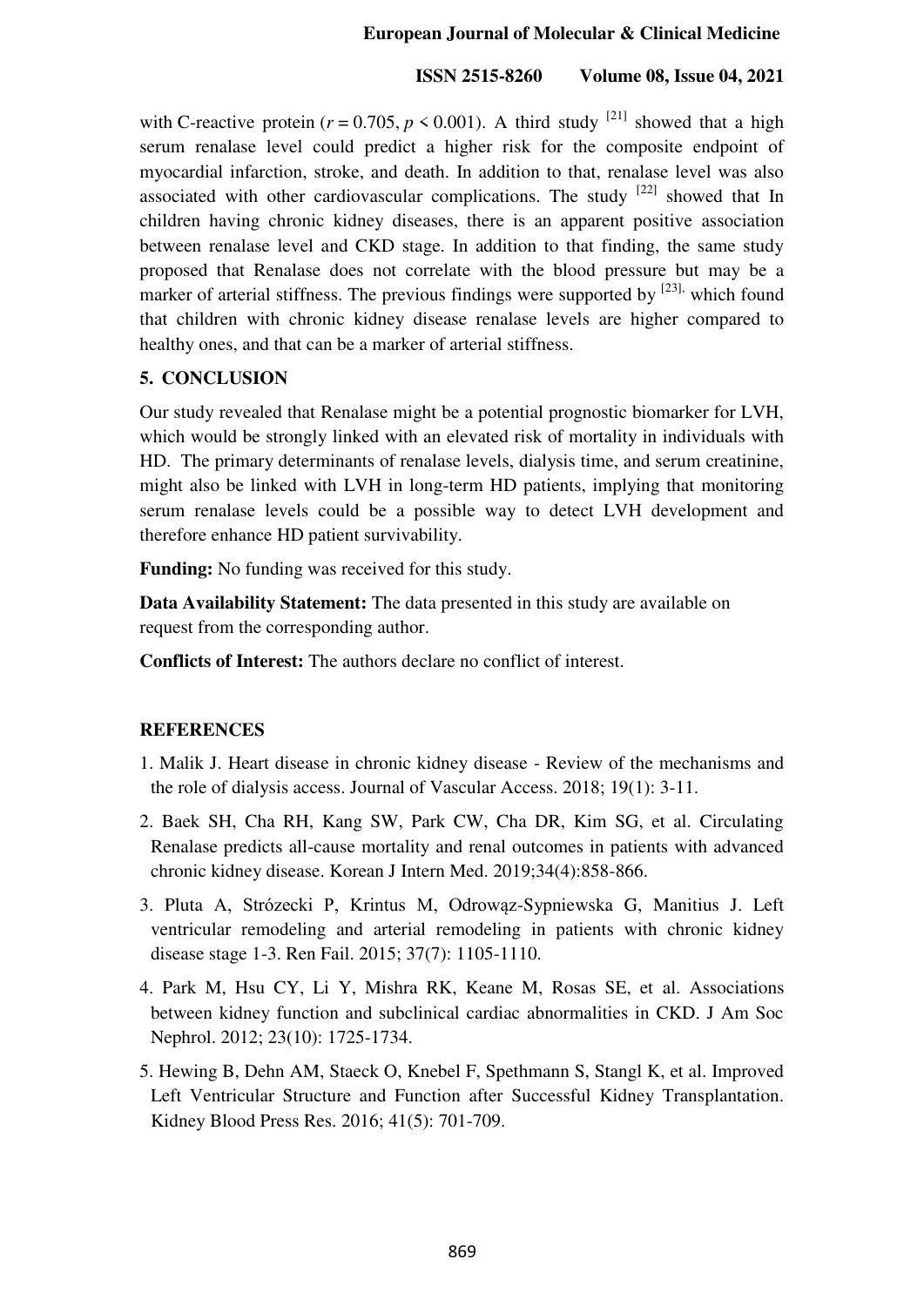with C-reactive protein ($r = 0.705$, $p < 0.001$). A third study [21] showed that a high serum renalase level could predict a higher risk for the composite endpoint of myocardial infarction, stroke, and death. In addition to that, renalase level was also associated with other cardiovascular complications. The study [22] showed that In children having chronic kidney diseases, there is an apparent positive association between renalase level and CKD stage. In addition to that finding, the same study proposed that Renalase does not correlate with the blood pressure but may be a marker of arterial stiffness. The previous findings were supported by [23], which found that children with chronic kidney disease renalase levels are higher compared to healthy ones, and that can be a marker of arterial stiffness.

## 5. CONCLUSION

Our study revealed that Renalase might be a potential prognostic biomarker for LVH, which would be strongly linked with an elevated risk of mortality in individuals with HD. The primary determinants of renalase levels, dialysis time, and serum creatinine, might also be linked with LVH in long-term HD patients, implying that monitoring serum renalase levels could be a possible way to detect LVH development and therefore enhance HD patient survivability.

**Funding:** No funding was received for this study.

**Data Availability Statement:** The data presented in this study are available on request from the corresponding author.

**Conflicts of Interest:** The authors declare no conflict of interest.

## REFERENCES

1. Malik J. Heart disease in chronic kidney disease - Review of the mechanisms and the role of dialysis access. Journal of Vascular Access. 2018; 19(1): 3-11.
2. Baek SH, Cha RH, Kang SW, Park CW, Cha DR, Kim SG, et al. Circulating Renalase predicts all-cause mortality and renal outcomes in patients with advanced chronic kidney disease. Korean J Intern Med. 2019;34(4):858-866.
3. Pluta A, Strózecki P, Krintus M, Odrowąz-Sypniewska G, Manitius J. Left ventricular remodeling and arterial remodeling in patients with chronic kidney disease stage 1-3. Ren Fail. 2015; 37(7): 1105-1110.
4. Park M, Hsu CY, Li Y, Mishra RK, Keane M, Rosas SE, et al. Associations between kidney function and subclinical cardiac abnormalities in CKD. J Am Soc Nephrol. 2012; 23(10): 1725-1734.
5. Hewing B, Dehn AM, Staeck O, Knebel F, Spethmann S, Stangl K, et al. Improved Left Ventricular Structure and Function after Successful Kidney Transplantation. Kidney Blood Press Res. 2016; 41(5): 701-709.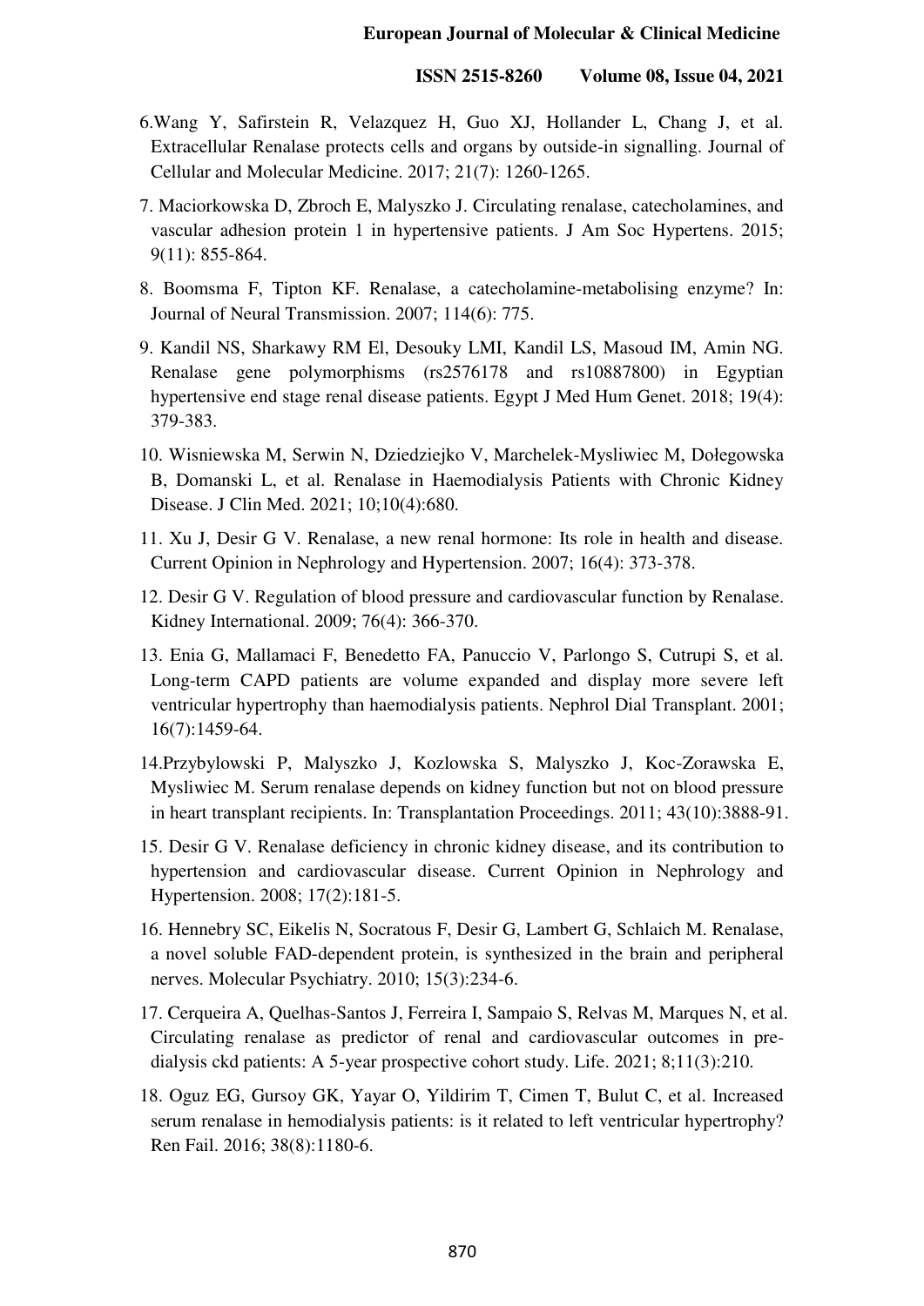6.Wang Y, Safirstein R, Velazquez H, Guo XJ, Hollander L, Chang J, et al. Extracellular Renalase protects cells and organs by outside-in signalling. Journal of Cellular and Molecular Medicine. 2017; 21(7): 1260-1265.

7. Maciorkowska D, Zbroch E, Malyszko J. Circulating renalase, catecholamines, and vascular adhesion protein 1 in hypertensive patients. J Am Soc Hypertens. 2015; 9(11): 855-864.

8. Boomsma F, Tipton KF. Renalase, a catecholamine-metabolising enzyme? In: Journal of Neural Transmission. 2007; 114(6): 775.

9. Kandil NS, Sharkawy RM El, Desouky LMI, Kandil LS, Masoud IM, Amin NG. Renalase gene polymorphisms (rs2576178 and rs10887800) in Egyptian hypertensive end stage renal disease patients. Egypt J Med Hum Genet. 2018; 19(4): 379-383.

10. Wisniewska M, Serwin N, Dziedziejko V, Marchelek-Mysliwiec M, Dołegowska B, Domanski L, et al. Renalase in Haemodialysis Patients with Chronic Kidney Disease. J Clin Med. 2021; 10;10(4):680.

11. Xu J, Desir G V. Renalase, a new renal hormone: Its role in health and disease. Current Opinion in Nephrology and Hypertension. 2007; 16(4): 373-378.

12. Desir G V. Regulation of blood pressure and cardiovascular function by Renalase. Kidney International. 2009; 76(4): 366-370.

13. Enia G, Mallamaci F, Benedetto FA, Panuccio V, Parlongo S, Cutrupi S, et al. Long-term CAPD patients are volume expanded and display more severe left ventricular hypertrophy than haemodialysis patients. Nephrol Dial Transplant. 2001; 16(7):1459-64.

14.Przybylowski P, Malyszko J, Kozlowska S, Malyszko J, Koc-Zorawska E, Mysliwiec M. Serum renalase depends on kidney function but not on blood pressure in heart transplant recipients. In: Transplantation Proceedings. 2011; 43(10):3888-91.

15. Desir G V. Renalase deficiency in chronic kidney disease, and its contribution to hypertension and cardiovascular disease. Current Opinion in Nephrology and Hypertension. 2008; 17(2):181-5.

16. Hennebry SC, Eikelis N, Socratous F, Desir G, Lambert G, Schlaich M. Renalase, a novel soluble FAD-dependent protein, is synthesized in the brain and peripheral nerves. Molecular Psychiatry. 2010; 15(3):234-6.

17. Cerqueira A, Quelhas-Santos J, Ferreira I, Sampaio S, Relvas M, Marques N, et al. Circulating renalase as predictor of renal and cardiovascular outcomes in pre-dialysis ckd patients: A 5-year prospective cohort study. Life. 2021; 8;11(3):210.

18. Oguz EG, Gursoy GK, Yayar O, Yildirim T, Cimen T, Bulut C, et al. Increased serum renalase in hemodialysis patients: is it related to left ventricular hypertrophy? Ren Fail. 2016; 38(8):1180-6.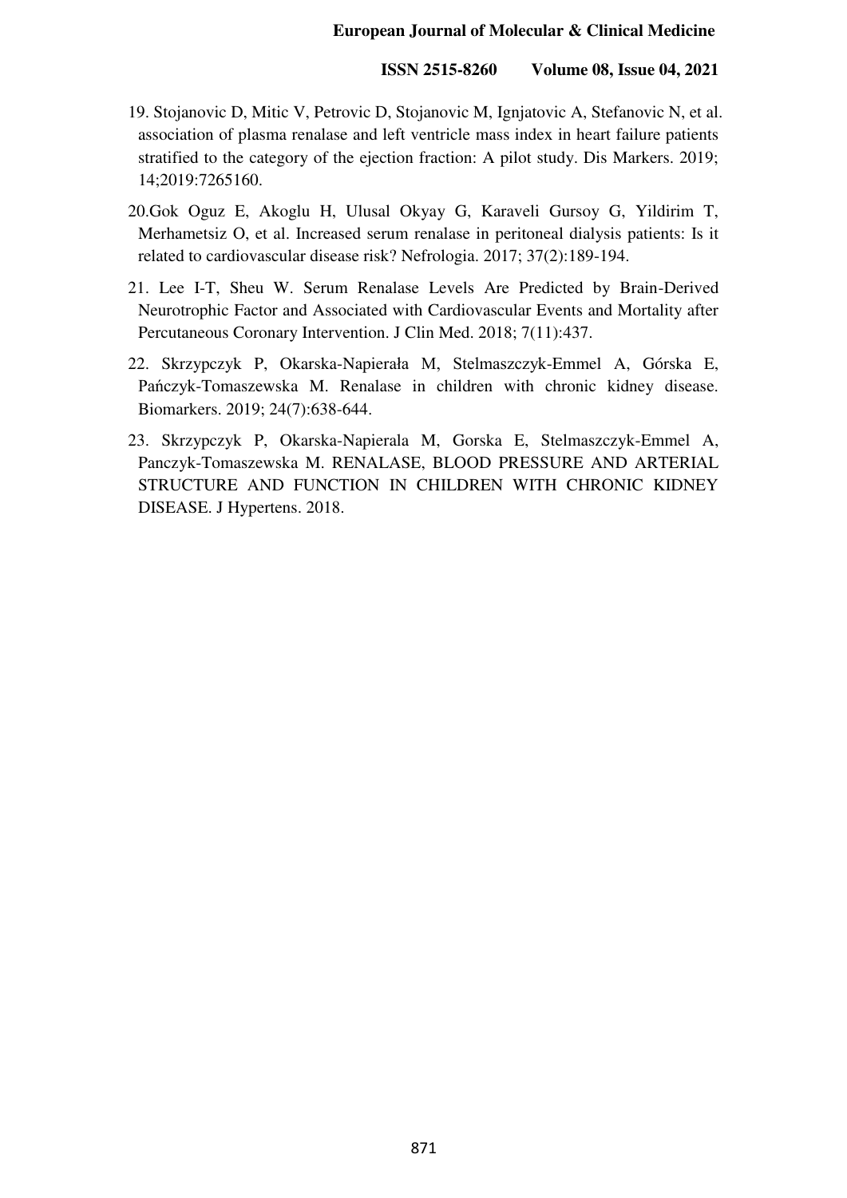19. Stojanovic D, Mitic V, Petrovic D, Stojanovic M, Ignjatovic A, Stefanovic N, et al. association of plasma renalase and left ventricle mass index in heart failure patients stratified to the category of the ejection fraction: A pilot study. Dis Markers. 2019; 14;2019:7265160.

20. Gok Oguz E, Akoglu H, Ulusal Okyay G, Karaveli Gursoy G, Yildirim T, Merhametsiz O, et al. Increased serum renalase in peritoneal dialysis patients: Is it related to cardiovascular disease risk? Nefrologia. 2017; 37(2):189-194.

21. Lee I-T, Sheu W. Serum Renalase Levels Are Predicted by Brain-Derived Neurotrophic Factor and Associated with Cardiovascular Events and Mortality after Percutaneous Coronary Intervention. J Clin Med. 2018; 7(11):437.

22. Skrzypczyk P, Okarska-Napierała M, Stelmaszczyk-Emmel A, Górska E, Pańczyk-Tomaszewska M. Renalase in children with chronic kidney disease. Biomarkers. 2019; 24(7):638-644.

23. Skrzypczyk P, Okarska-Napierala M, Gorska E, Stelmaszczyk-Emmel A, Panczyk-Tomaszewska M. RENALASE, BLOOD PRESSURE AND ARTERIAL STRUCTURE AND FUNCTION IN CHILDREN WITH CHRONIC KIDNEY DISEASE. J Hypertens. 2018.